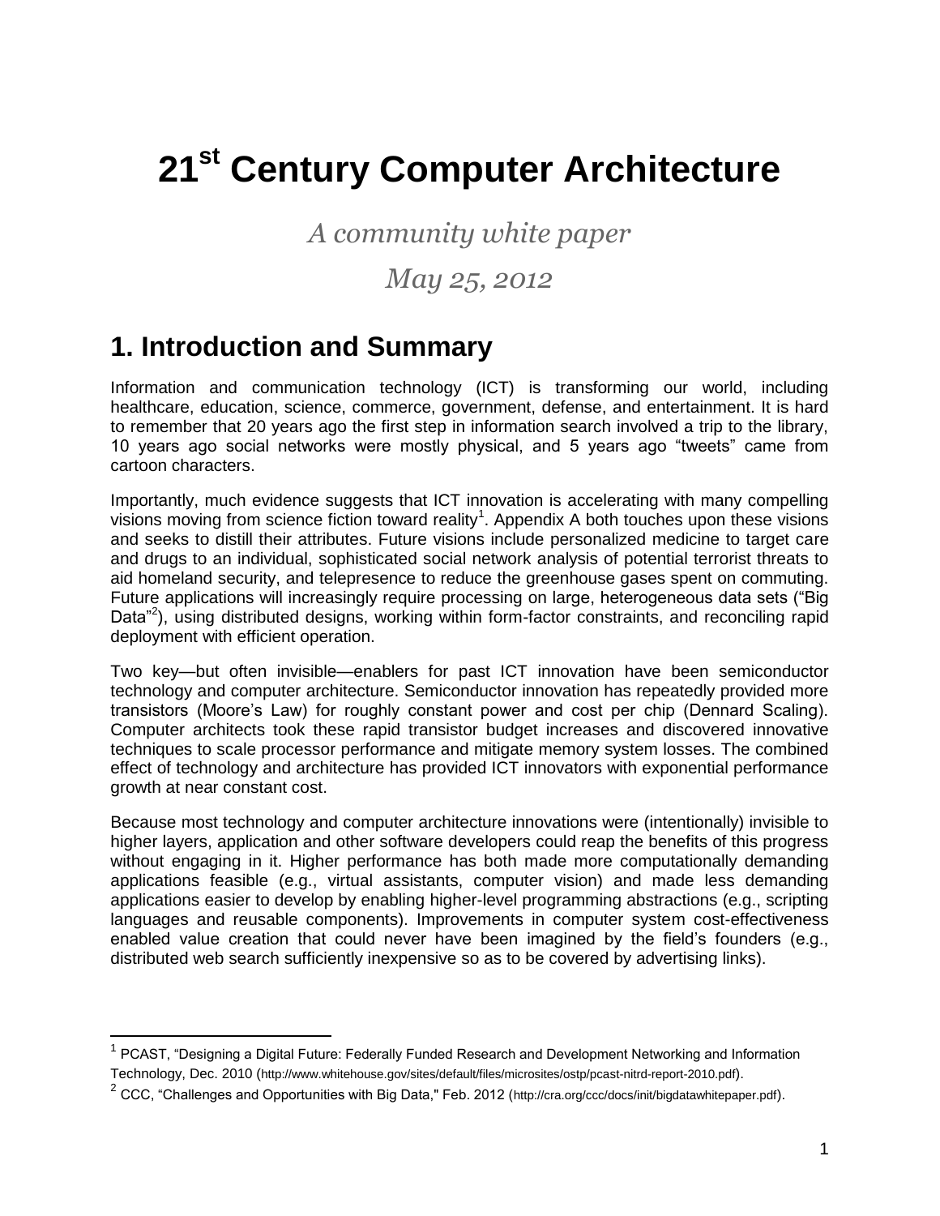# 21st Century Computer Architecture

*A community white paper*

*May 25, 2012*

## 1. Introduction and Summary

Information and communication technology (ICT) is transforming our world, including healthcare, education, science, commerce, government, defense, and entertainment. It is hard to remember that 20 years ago the first step in information search involved a trip to the library, 10 years ago social networks were mostly physical, and 5 years ago "tweets" came from cartoon characters.

Importantly, much evidence suggests that ICT innovation is accelerating with many compelling visions moving from science fiction toward reality[1]. Appendix A both touches upon these visions and seeks to distill their attributes. Future visions include personalized medicine to target care and drugs to an individual, sophisticated social network analysis of potential terrorist threats to aid homeland security, and telepresence to reduce the greenhouse gases spent on commuting. Future applications will increasingly require processing on large, heterogeneous data sets ("Big Data"[2]), using distributed designs, working within form-factor constraints, and reconciling rapid deployment with efficient operation.

Two key—but often invisible—enablers for past ICT innovation have been semiconductor technology and computer architecture. Semiconductor innovation has repeatedly provided more transistors (Moore's Law) for roughly constant power and cost per chip (Dennard Scaling). Computer architects took these rapid transistor budget increases and discovered innovative techniques to scale processor performance and mitigate memory system losses. The combined effect of technology and architecture has provided ICT innovators with exponential performance growth at near constant cost.

Because most technology and computer architecture innovations were (intentionally) invisible to higher layers, application and other software developers could reap the benefits of this progress without engaging in it. Higher performance has both made more computationally demanding applications feasible (e.g., virtual assistants, computer vision) and made less demanding applications easier to develop by enabling higher-level programming abstractions (e.g., scripting languages and reusable components). Improvements in computer system cost-effectiveness enabled value creation that could never have been imagined by the field's founders (e.g., distributed web search sufficiently inexpensive so as to be covered by advertising links).

---

[1] PCAST, "Designing a Digital Future: Federally Funded Research and Development Networking and Information Technology, Dec. 2010 (http://www.whitehouse.gov/sites/default/files/microsites/ostp/pcast-nitrd-report-2010.pdf).

[2] CCC, "Challenges and Opportunities with Big Data," Feb. 2012 (http://cra.org/ccc/docs/init/bigdatawhitepaper.pdf).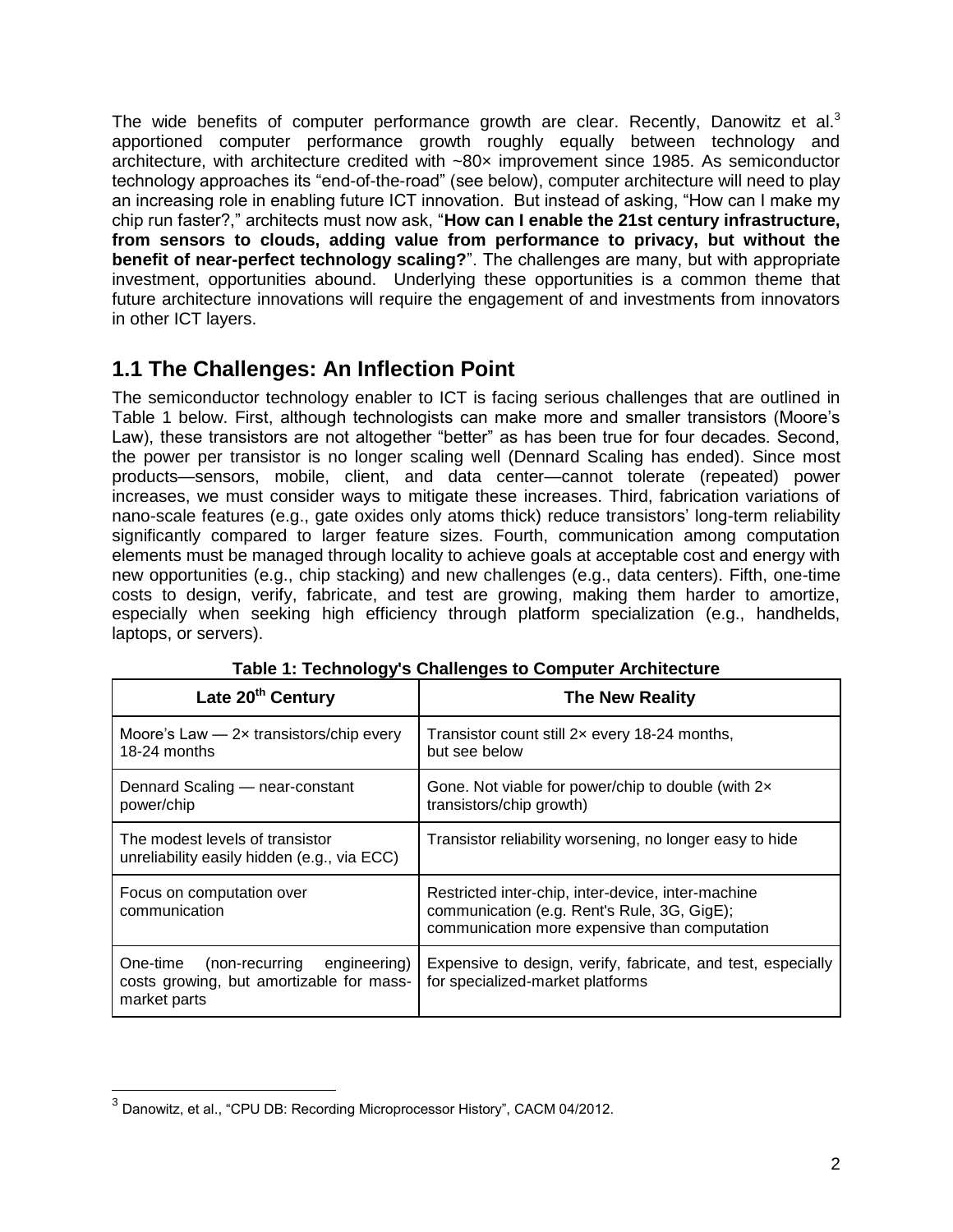The wide benefits of computer performance growth are clear. Recently, Danowitz et al.[3] apportioned computer performance growth roughly equally between technology and architecture, with architecture credited with ~80× improvement since 1985. As semiconductor technology approaches its "end-of-the-road" (see below), computer architecture will need to play an increasing role in enabling future ICT innovation. But instead of asking, "How can I make my chip run faster?," architects must now ask, "**How can I enable the 21st century infrastructure, from sensors to clouds, adding value from performance to privacy, but without the benefit of near-perfect technology scaling?**". The challenges are many, but with appropriate investment, opportunities abound. Underlying these opportunities is a common theme that future architecture innovations will require the engagement of and investments from innovators in other ICT layers.

## 1.1 The Challenges: An Inflection Point

The semiconductor technology enabler to ICT is facing serious challenges that are outlined in Table 1 below. First, although technologists can make more and smaller transistors (Moore's Law), these transistors are not altogether "better" as has been true for four decades. Second, the power per transistor is no longer scaling well (Dennard Scaling has ended). Since most products—sensors, mobile, client, and data center—cannot tolerate (repeated) power increases, we must consider ways to mitigate these increases. Third, fabrication variations of nano-scale features (e.g., gate oxides only atoms thick) reduce transistors' long-term reliability significantly compared to larger feature sizes. Fourth, communication among computation elements must be managed through locality to achieve goals at acceptable cost and energy with new opportunities (e.g., chip stacking) and new challenges (e.g., data centers). Fifth, one-time costs to design, verify, fabricate, and test are growing, making them harder to amortize, especially when seeking high efficiency through platform specialization (e.g., handhelds, laptops, or servers).

**Table 1: Technology's Challenges to Computer Architecture**

| Late 20th Century | The New Reality |
|---|---|
| Moore's Law — 2× transistors/chip every 18-24 months | Transistor count still 2× every 18-24 months, but see below |
| Dennard Scaling — near-constant power/chip | Gone. Not viable for power/chip to double (with 2× transistors/chip growth) |
| The modest levels of transistor unreliability easily hidden (e.g., via ECC) | Transistor reliability worsening, no longer easy to hide |
| Focus on computation over communication | Restricted inter-chip, inter-device, inter-machine communication (e.g. Rent's Rule, 3G, GigE); communication more expensive than computation |
| One-time (non-recurring engineering) costs growing, but amortizable for mass-market parts | Expensive to design, verify, fabricate, and test, especially for specialized-market platforms |

[3] Danowitz, et al., "CPU DB: Recording Microprocessor History", CACM 04/2012.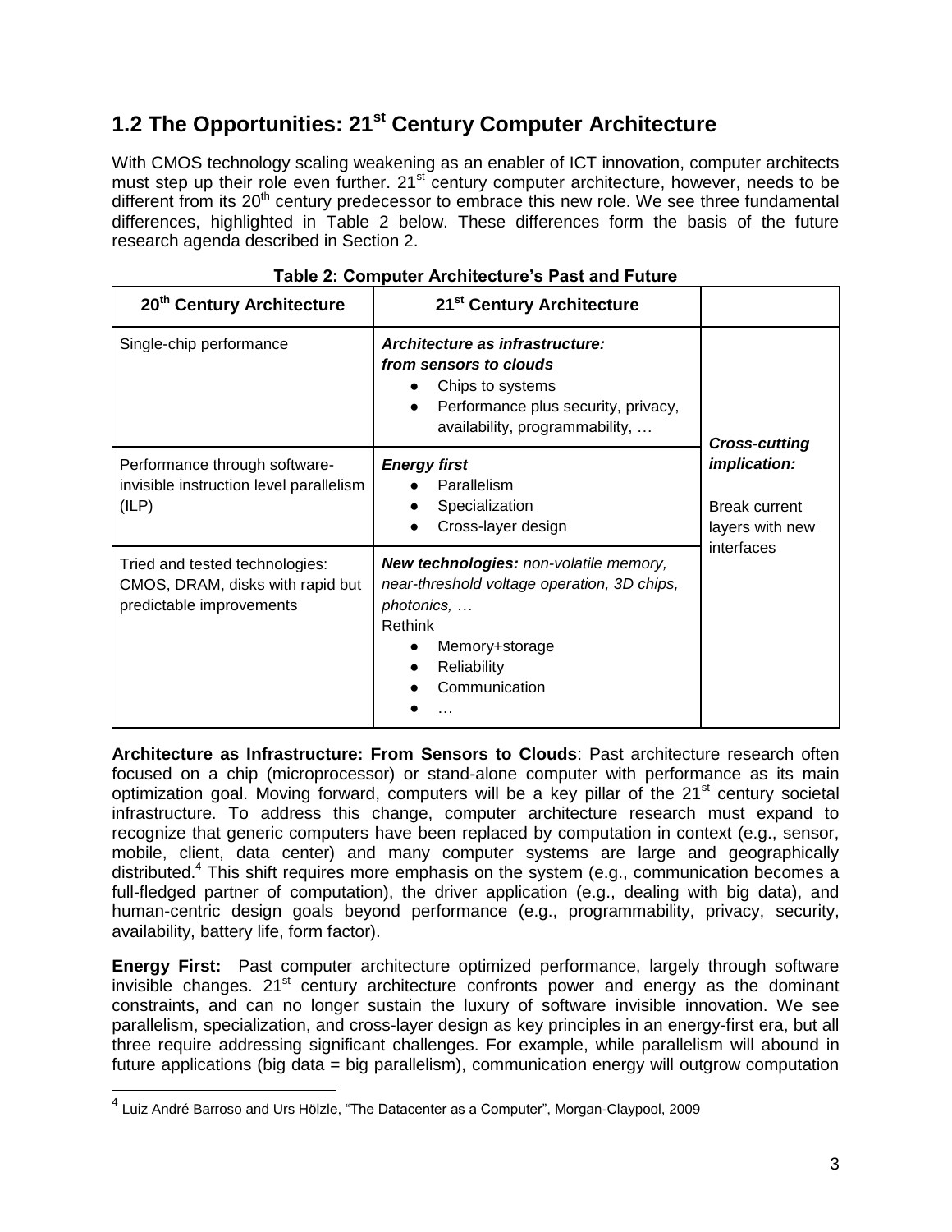## 1.2 The Opportunities: 21st Century Computer Architecture

With CMOS technology scaling weakening as an enabler of ICT innovation, computer architects must step up their role even further. 21st century computer architecture, however, needs to be different from its 20th century predecessor to embrace this new role. We see three fundamental differences, highlighted in Table 2 below. These differences form the basis of the future research agenda described in Section 2.

**Table 2: Computer Architecture's Past and Future**

| 20th Century Architecture | 21st Century Architecture | |
|---|---|---|
| Single-chip performance | ***Architecture as infrastructure: from sensors to clouds***<br>● Chips to systems<br>● Performance plus security, privacy, availability, programmability, … | ***Cross-cutting implication:***<br><br>Break current layers with new interfaces |
| Performance through software-invisible instruction level parallelism (ILP) | ***Energy first***<br>● Parallelism<br>● Specialization<br>● Cross-layer design | |
| Tried and tested technologies: CMOS, DRAM, disks with rapid but predictable improvements | ***New technologies:*** *non-volatile memory, near-threshold voltage operation, 3D chips, photonics, …*<br>Rethink<br>● Memory+storage<br>● Reliability<br>● Communication<br>● … | |

**Architecture as Infrastructure: From Sensors to Clouds**: Past architecture research often focused on a chip (microprocessor) or stand-alone computer with performance as its main optimization goal. Moving forward, computers will be a key pillar of the 21st century societal infrastructure. To address this change, computer architecture research must expand to recognize that generic computers have been replaced by computation in context (e.g., sensor, mobile, client, data center) and many computer systems are large and geographically distributed.[4] This shift requires more emphasis on the system (e.g., communication becomes a full-fledged partner of computation), the driver application (e.g., dealing with big data), and human-centric design goals beyond performance (e.g., programmability, privacy, security, availability, battery life, form factor).

**Energy First:** Past computer architecture optimized performance, largely through software invisible changes. 21st century architecture confronts power and energy as the dominant constraints, and can no longer sustain the luxury of software invisible innovation. We see parallelism, specialization, and cross-layer design as key principles in an energy-first era, but all three require addressing significant challenges. For example, while parallelism will abound in future applications (big data = big parallelism), communication energy will outgrow computation

[4] Luiz André Barroso and Urs Hölzle, "The Datacenter as a Computer", Morgan-Claypool, 2009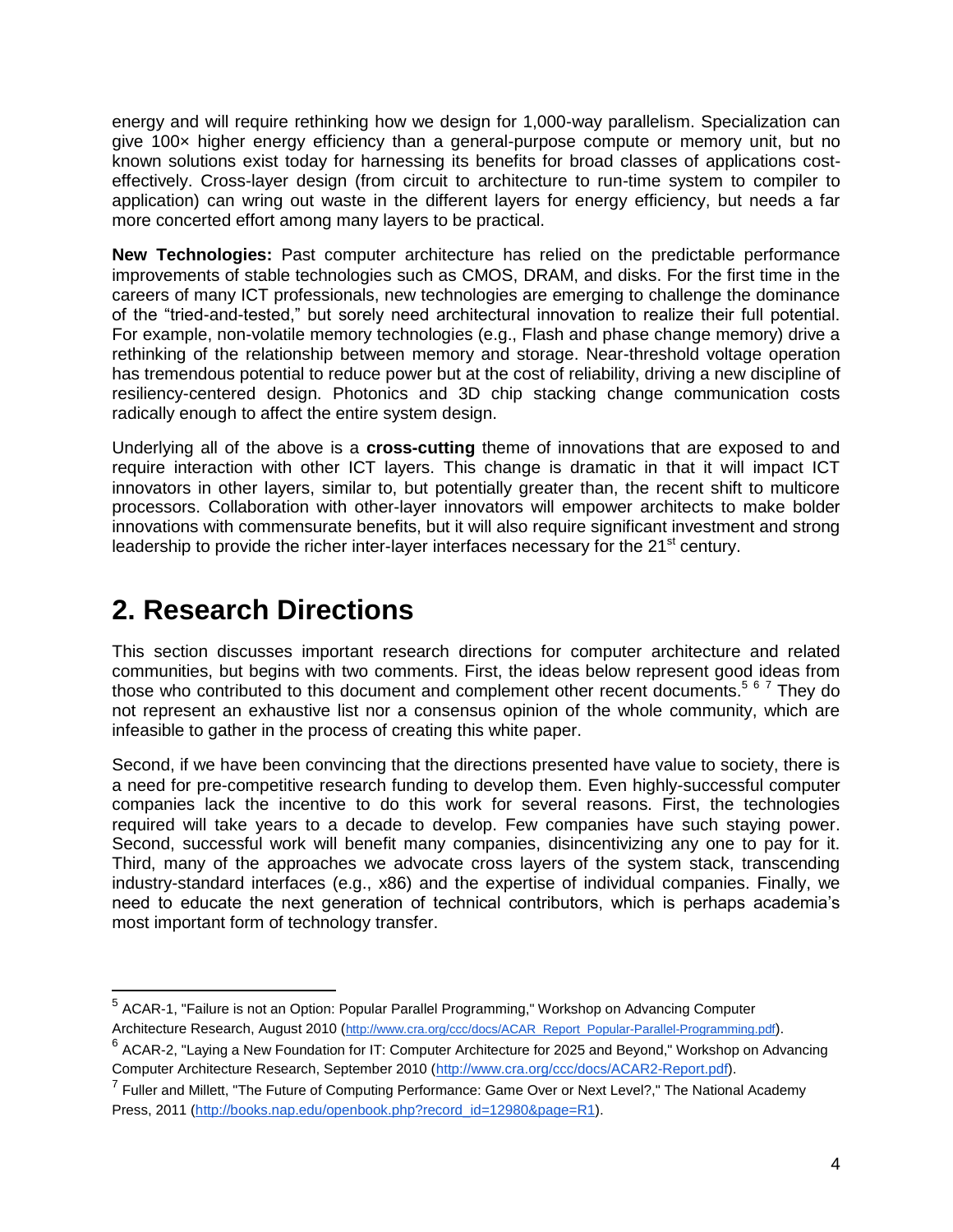energy and will require rethinking how we design for 1,000-way parallelism. Specialization can give 100× higher energy efficiency than a general-purpose compute or memory unit, but no known solutions exist today for harnessing its benefits for broad classes of applications cost-effectively. Cross-layer design (from circuit to architecture to run-time system to compiler to application) can wring out waste in the different layers for energy efficiency, but needs a far more concerted effort among many layers to be practical.

**New Technologies:** Past computer architecture has relied on the predictable performance improvements of stable technologies such as CMOS, DRAM, and disks. For the first time in the careers of many ICT professionals, new technologies are emerging to challenge the dominance of the "tried-and-tested," but sorely need architectural innovation to realize their full potential. For example, non-volatile memory technologies (e.g., Flash and phase change memory) drive a rethinking of the relationship between memory and storage. Near-threshold voltage operation has tremendous potential to reduce power but at the cost of reliability, driving a new discipline of resiliency-centered design. Photonics and 3D chip stacking change communication costs radically enough to affect the entire system design.

Underlying all of the above is a **cross-cutting** theme of innovations that are exposed to and require interaction with other ICT layers. This change is dramatic in that it will impact ICT innovators in other layers, similar to, but potentially greater than, the recent shift to multicore processors. Collaboration with other-layer innovators will empower architects to make bolder innovations with commensurate benefits, but it will also require significant investment and strong leadership to provide the richer inter-layer interfaces necessary for the 21st century.

# 2. Research Directions

This section discusses important research directions for computer architecture and related communities, but begins with two comments. First, the ideas below represent good ideas from those who contributed to this document and complement other recent documents.[5] [6] [7] They do not represent an exhaustive list nor a consensus opinion of the whole community, which are infeasible to gather in the process of creating this white paper.

Second, if we have been convincing that the directions presented have value to society, there is a need for pre-competitive research funding to develop them. Even highly-successful computer companies lack the incentive to do this work for several reasons. First, the technologies required will take years to a decade to develop. Few companies have such staying power. Second, successful work will benefit many companies, disincentivizing any one to pay for it. Third, many of the approaches we advocate cross layers of the system stack, transcending industry-standard interfaces (e.g., x86) and the expertise of individual companies. Finally, we need to educate the next generation of technical contributors, which is perhaps academia's most important form of technology transfer.

---

[5] ACAR-1, "Failure is not an Option: Popular Parallel Programming," Workshop on Advancing Computer Architecture Research, August 2010 (http://www.cra.org/ccc/docs/ACAR_Report_Popular-Parallel-Programming.pdf).

[6] ACAR-2, "Laying a New Foundation for IT: Computer Architecture for 2025 and Beyond," Workshop on Advancing Computer Architecture Research, September 2010 (http://www.cra.org/ccc/docs/ACAR2-Report.pdf).

[7] Fuller and Millett, "The Future of Computing Performance: Game Over or Next Level?," The National Academy Press, 2011 (http://books.nap.edu/openbook.php?record_id=12980&page=R1).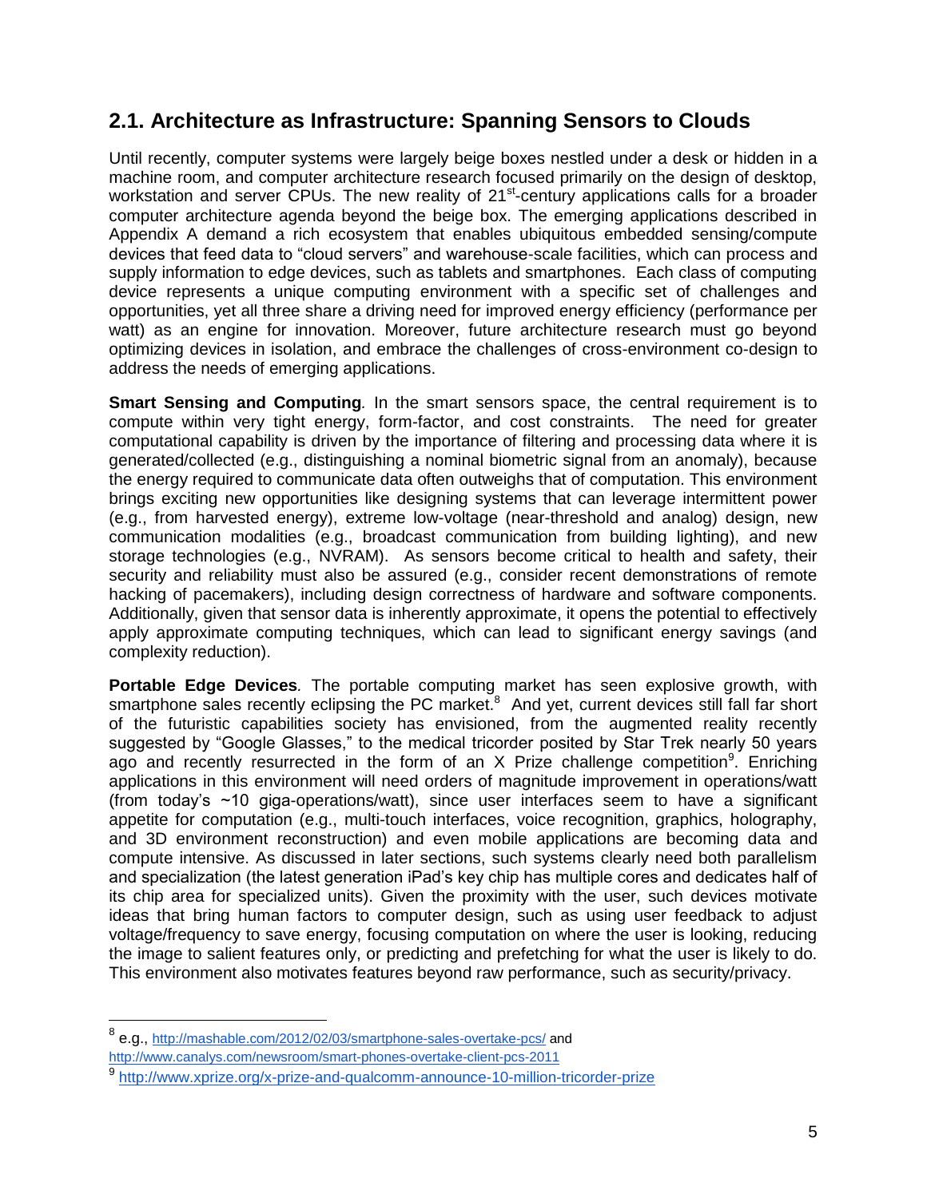## 2.1. Architecture as Infrastructure: Spanning Sensors to Clouds

Until recently, computer systems were largely beige boxes nestled under a desk or hidden in a machine room, and computer architecture research focused primarily on the design of desktop, workstation and server CPUs. The new reality of 21st-century applications calls for a broader computer architecture agenda beyond the beige box. The emerging applications described in Appendix A demand a rich ecosystem that enables ubiquitous embedded sensing/compute devices that feed data to "cloud servers" and warehouse-scale facilities, which can process and supply information to edge devices, such as tablets and smartphones. Each class of computing device represents a unique computing environment with a specific set of challenges and opportunities, yet all three share a driving need for improved energy efficiency (performance per watt) as an engine for innovation. Moreover, future architecture research must go beyond optimizing devices in isolation, and embrace the challenges of cross-environment co-design to address the needs of emerging applications.

**Smart Sensing and Computing***.* In the smart sensors space, the central requirement is to compute within very tight energy, form-factor, and cost constraints. The need for greater computational capability is driven by the importance of filtering and processing data where it is generated/collected (e.g., distinguishing a nominal biometric signal from an anomaly), because the energy required to communicate data often outweighs that of computation. This environment brings exciting new opportunities like designing systems that can leverage intermittent power (e.g., from harvested energy), extreme low-voltage (near-threshold and analog) design, new communication modalities (e.g., broadcast communication from building lighting), and new storage technologies (e.g., NVRAM). As sensors become critical to health and safety, their security and reliability must also be assured (e.g., consider recent demonstrations of remote hacking of pacemakers), including design correctness of hardware and software components. Additionally, given that sensor data is inherently approximate, it opens the potential to effectively apply approximate computing techniques, which can lead to significant energy savings (and complexity reduction).

**Portable Edge Devices***.* The portable computing market has seen explosive growth, with smartphone sales recently eclipsing the PC market.[8] And yet, current devices still fall far short of the futuristic capabilities society has envisioned, from the augmented reality recently suggested by "Google Glasses," to the medical tricorder posited by Star Trek nearly 50 years ago and recently resurrected in the form of an X Prize challenge competition[9]. Enriching applications in this environment will need orders of magnitude improvement in operations/watt (from today's ~10 giga-operations/watt), since user interfaces seem to have a significant appetite for computation (e.g., multi-touch interfaces, voice recognition, graphics, holography, and 3D environment reconstruction) and even mobile applications are becoming data and compute intensive. As discussed in later sections, such systems clearly need both parallelism and specialization (the latest generation iPad's key chip has multiple cores and dedicates half of its chip area for specialized units). Given the proximity with the user, such devices motivate ideas that bring human factors to computer design, such as using user feedback to adjust voltage/frequency to save energy, focusing computation on where the user is looking, reducing the image to salient features only, or predicting and prefetching for what the user is likely to do. This environment also motivates features beyond raw performance, such as security/privacy.

---

[8] e.g., http://mashable.com/2012/02/03/smartphone-sales-overtake-pcs/ and http://www.canalys.com/newsroom/smart-phones-overtake-client-pcs-2011

[9] http://www.xprize.org/x-prize-and-qualcomm-announce-10-million-tricorder-prize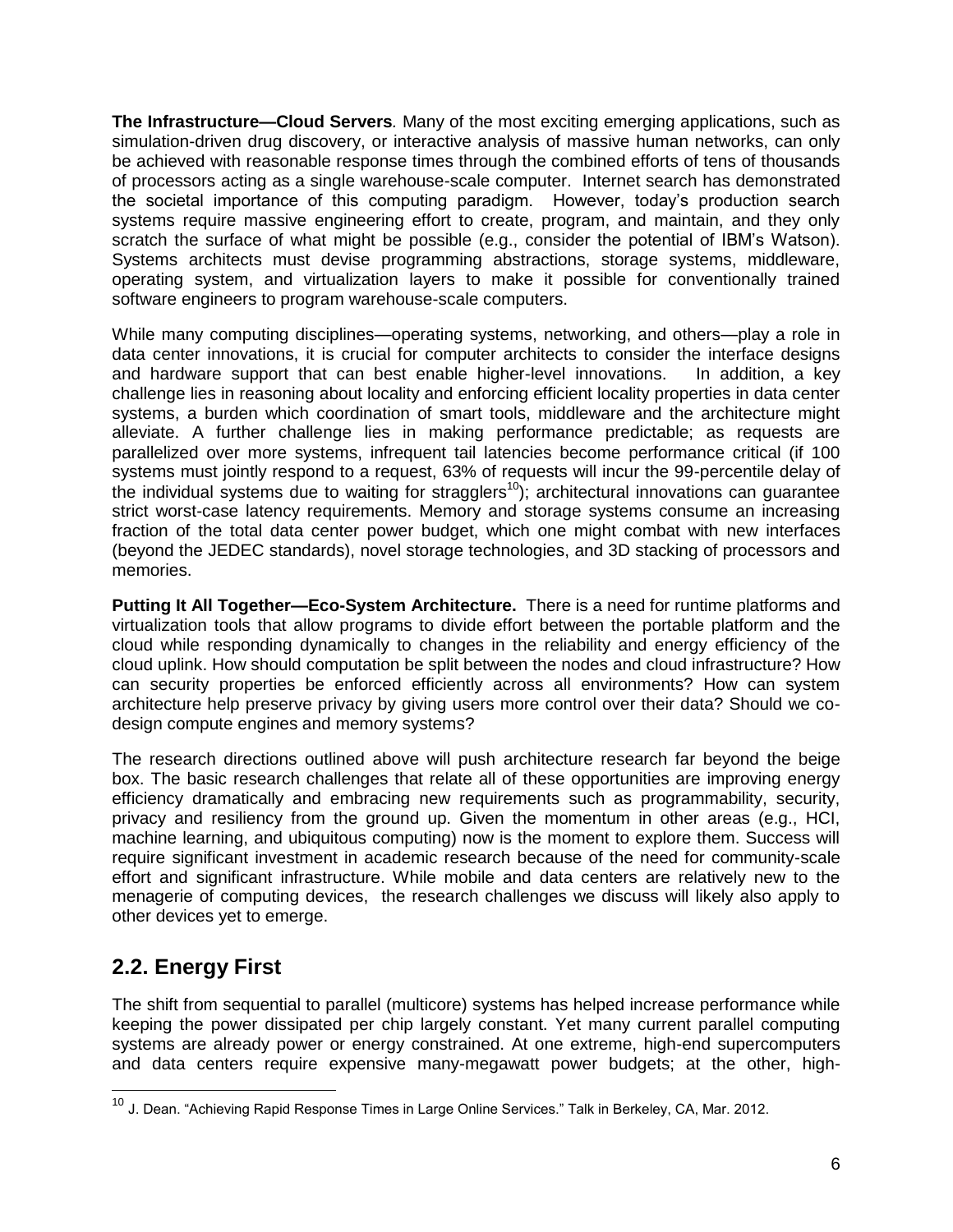**The Infrastructure—Cloud Servers**. Many of the most exciting emerging applications, such as simulation-driven drug discovery, or interactive analysis of massive human networks, can only be achieved with reasonable response times through the combined efforts of tens of thousands of processors acting as a single warehouse-scale computer. Internet search has demonstrated the societal importance of this computing paradigm. However, today's production search systems require massive engineering effort to create, program, and maintain, and they only scratch the surface of what might be possible (e.g., consider the potential of IBM's Watson). Systems architects must devise programming abstractions, storage systems, middleware, operating system, and virtualization layers to make it possible for conventionally trained software engineers to program warehouse-scale computers.

While many computing disciplines—operating systems, networking, and others—play a role in data center innovations, it is crucial for computer architects to consider the interface designs and hardware support that can best enable higher-level innovations. In addition, a key challenge lies in reasoning about locality and enforcing efficient locality properties in data center systems, a burden which coordination of smart tools, middleware and the architecture might alleviate. A further challenge lies in making performance predictable; as requests are parallelized over more systems, infrequent tail latencies become performance critical (if 100 systems must jointly respond to a request, 63% of requests will incur the 99-percentile delay of the individual systems due to waiting for stragglers[10]); architectural innovations can guarantee strict worst-case latency requirements. Memory and storage systems consume an increasing fraction of the total data center power budget, which one might combat with new interfaces (beyond the JEDEC standards), novel storage technologies, and 3D stacking of processors and memories.

**Putting It All Together—Eco-System Architecture.** There is a need for runtime platforms and virtualization tools that allow programs to divide effort between the portable platform and the cloud while responding dynamically to changes in the reliability and energy efficiency of the cloud uplink. How should computation be split between the nodes and cloud infrastructure? How can security properties be enforced efficiently across all environments? How can system architecture help preserve privacy by giving users more control over their data? Should we co-design compute engines and memory systems?

The research directions outlined above will push architecture research far beyond the beige box. The basic research challenges that relate all of these opportunities are improving energy efficiency dramatically and embracing new requirements such as programmability, security, privacy and resiliency from the ground up. Given the momentum in other areas (e.g., HCI, machine learning, and ubiquitous computing) now is the moment to explore them. Success will require significant investment in academic research because of the need for community-scale effort and significant infrastructure. While mobile and data centers are relatively new to the menagerie of computing devices, the research challenges we discuss will likely also apply to other devices yet to emerge.

## 2.2. Energy First

The shift from sequential to parallel (multicore) systems has helped increase performance while keeping the power dissipated per chip largely constant. Yet many current parallel computing systems are already power or energy constrained. At one extreme, high-end supercomputers and data centers require expensive many-megawatt power budgets; at the other, high-

[10] J. Dean. "Achieving Rapid Response Times in Large Online Services." Talk in Berkeley, CA, Mar. 2012.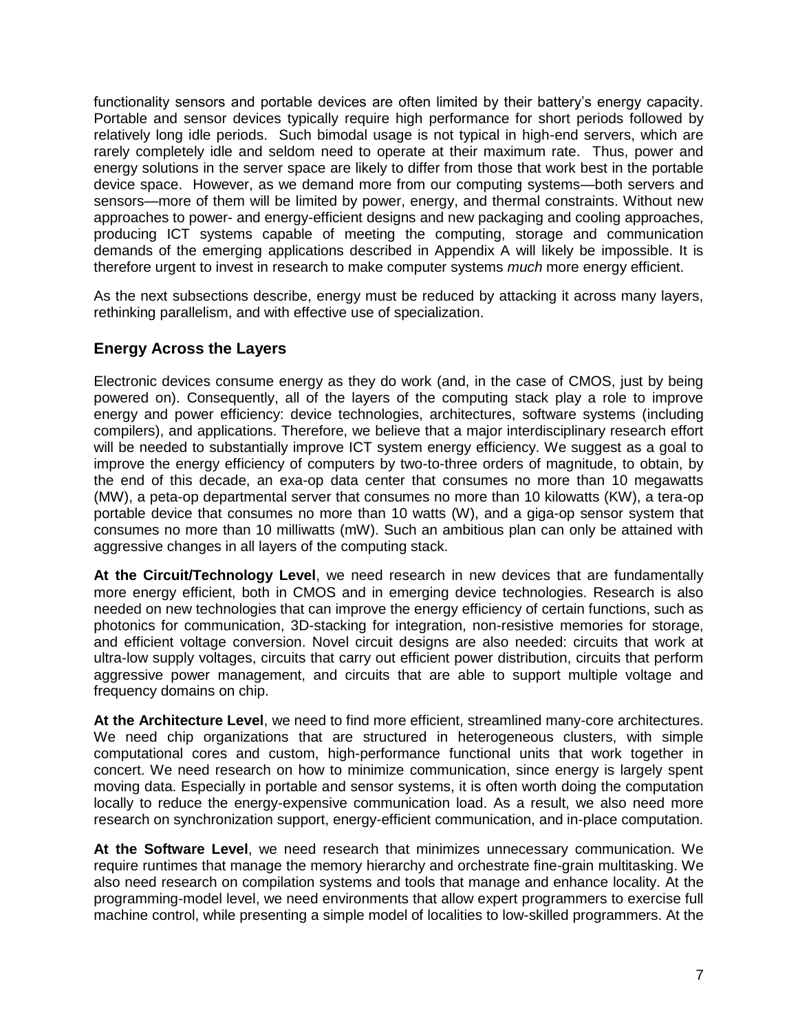functionality sensors and portable devices are often limited by their battery's energy capacity. Portable and sensor devices typically require high performance for short periods followed by relatively long idle periods. Such bimodal usage is not typical in high-end servers, which are rarely completely idle and seldom need to operate at their maximum rate. Thus, power and energy solutions in the server space are likely to differ from those that work best in the portable device space. However, as we demand more from our computing systems—both servers and sensors—more of them will be limited by power, energy, and thermal constraints. Without new approaches to power- and energy-efficient designs and new packaging and cooling approaches, producing ICT systems capable of meeting the computing, storage and communication demands of the emerging applications described in Appendix A will likely be impossible. It is therefore urgent to invest in research to make computer systems *much* more energy efficient.

As the next subsections describe, energy must be reduced by attacking it across many layers, rethinking parallelism, and with effective use of specialization.

## Energy Across the Layers

Electronic devices consume energy as they do work (and, in the case of CMOS, just by being powered on). Consequently, all of the layers of the computing stack play a role to improve energy and power efficiency: device technologies, architectures, software systems (including compilers), and applications. Therefore, we believe that a major interdisciplinary research effort will be needed to substantially improve ICT system energy efficiency. We suggest as a goal to improve the energy efficiency of computers by two-to-three orders of magnitude, to obtain, by the end of this decade, an exa-op data center that consumes no more than 10 megawatts (MW), a peta-op departmental server that consumes no more than 10 kilowatts (KW), a tera-op portable device that consumes no more than 10 watts (W), and a giga-op sensor system that consumes no more than 10 milliwatts (mW). Such an ambitious plan can only be attained with aggressive changes in all layers of the computing stack.

**At the Circuit/Technology Level**, we need research in new devices that are fundamentally more energy efficient, both in CMOS and in emerging device technologies. Research is also needed on new technologies that can improve the energy efficiency of certain functions, such as photonics for communication, 3D-stacking for integration, non-resistive memories for storage, and efficient voltage conversion. Novel circuit designs are also needed: circuits that work at ultra-low supply voltages, circuits that carry out efficient power distribution, circuits that perform aggressive power management, and circuits that are able to support multiple voltage and frequency domains on chip.

**At the Architecture Level**, we need to find more efficient, streamlined many-core architectures. We need chip organizations that are structured in heterogeneous clusters, with simple computational cores and custom, high-performance functional units that work together in concert. We need research on how to minimize communication, since energy is largely spent moving data. Especially in portable and sensor systems, it is often worth doing the computation locally to reduce the energy-expensive communication load. As a result, we also need more research on synchronization support, energy-efficient communication, and in-place computation.

**At the Software Level**, we need research that minimizes unnecessary communication. We require runtimes that manage the memory hierarchy and orchestrate fine-grain multitasking. We also need research on compilation systems and tools that manage and enhance locality. At the programming-model level, we need environments that allow expert programmers to exercise full machine control, while presenting a simple model of localities to low-skilled programmers. At the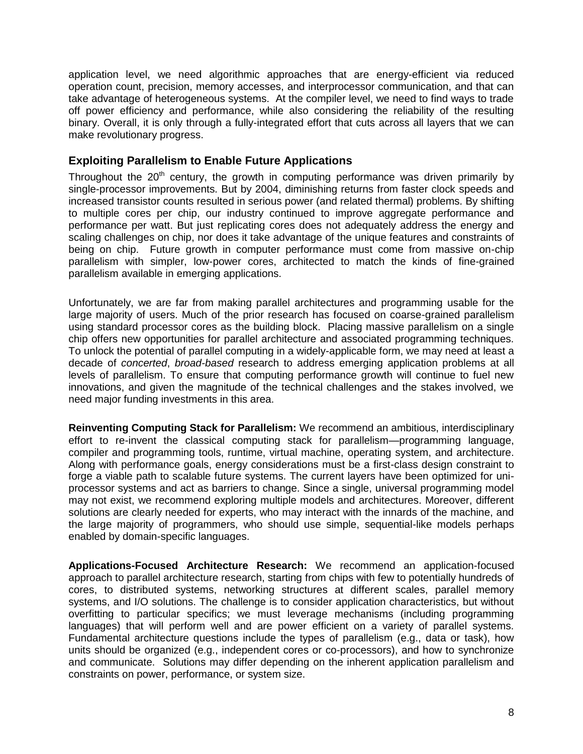application level, we need algorithmic approaches that are energy-efficient via reduced operation count, precision, memory accesses, and interprocessor communication, and that can take advantage of heterogeneous systems. At the compiler level, we need to find ways to trade off power efficiency and performance, while also considering the reliability of the resulting binary. Overall, it is only through a fully-integrated effort that cuts across all layers that we can make revolutionary progress.

## Exploiting Parallelism to Enable Future Applications

Throughout the 20th century, the growth in computing performance was driven primarily by single-processor improvements. But by 2004, diminishing returns from faster clock speeds and increased transistor counts resulted in serious power (and related thermal) problems. By shifting to multiple cores per chip, our industry continued to improve aggregate performance and performance per watt. But just replicating cores does not adequately address the energy and scaling challenges on chip, nor does it take advantage of the unique features and constraints of being on chip. Future growth in computer performance must come from massive on-chip parallelism with simpler, low-power cores, architected to match the kinds of fine-grained parallelism available in emerging applications.

Unfortunately, we are far from making parallel architectures and programming usable for the large majority of users. Much of the prior research has focused on coarse-grained parallelism using standard processor cores as the building block. Placing massive parallelism on a single chip offers new opportunities for parallel architecture and associated programming techniques. To unlock the potential of parallel computing in a widely-applicable form, we may need at least a decade of *concerted*, *broad-based* research to address emerging application problems at all levels of parallelism. To ensure that computing performance growth will continue to fuel new innovations, and given the magnitude of the technical challenges and the stakes involved, we need major funding investments in this area.

**Reinventing Computing Stack for Parallelism:** We recommend an ambitious, interdisciplinary effort to re-invent the classical computing stack for parallelism—programming language, compiler and programming tools, runtime, virtual machine, operating system, and architecture. Along with performance goals, energy considerations must be a first-class design constraint to forge a viable path to scalable future systems. The current layers have been optimized for uni-processor systems and act as barriers to change. Since a single, universal programming model may not exist, we recommend exploring multiple models and architectures. Moreover, different solutions are clearly needed for experts, who may interact with the innards of the machine, and the large majority of programmers, who should use simple, sequential-like models perhaps enabled by domain-specific languages.

**Applications-Focused Architecture Research:** We recommend an application-focused approach to parallel architecture research, starting from chips with few to potentially hundreds of cores, to distributed systems, networking structures at different scales, parallel memory systems, and I/O solutions. The challenge is to consider application characteristics, but without overfitting to particular specifics; we must leverage mechanisms (including programming languages) that will perform well and are power efficient on a variety of parallel systems. Fundamental architecture questions include the types of parallelism (e.g., data or task), how units should be organized (e.g., independent cores or co-processors), and how to synchronize and communicate. Solutions may differ depending on the inherent application parallelism and constraints on power, performance, or system size.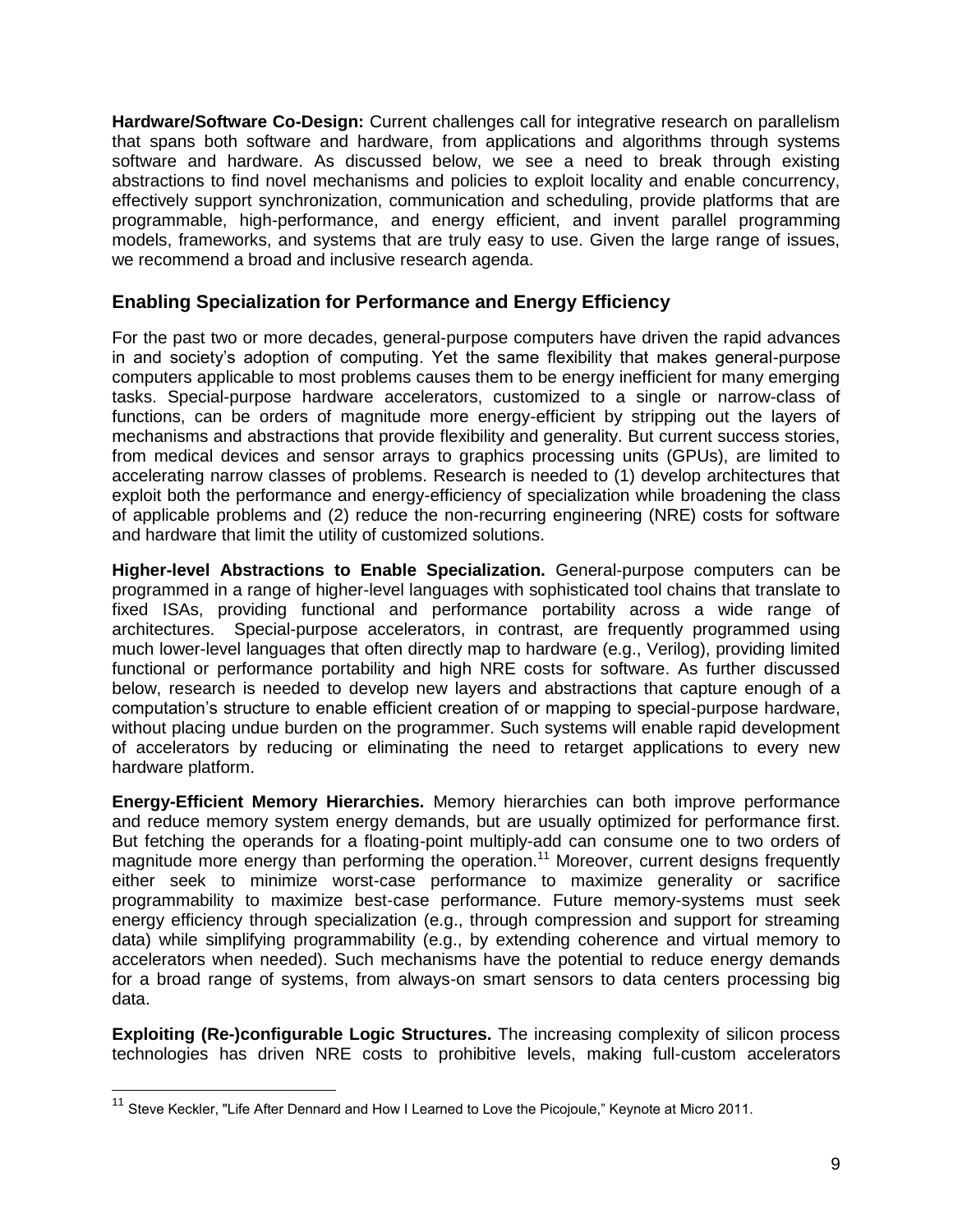**Hardware/Software Co-Design:** Current challenges call for integrative research on parallelism that spans both software and hardware, from applications and algorithms through systems software and hardware. As discussed below, we see a need to break through existing abstractions to find novel mechanisms and policies to exploit locality and enable concurrency, effectively support synchronization, communication and scheduling, provide platforms that are programmable, high-performance, and energy efficient, and invent parallel programming models, frameworks, and systems that are truly easy to use. Given the large range of issues, we recommend a broad and inclusive research agenda.

## Enabling Specialization for Performance and Energy Efficiency

For the past two or more decades, general-purpose computers have driven the rapid advances in and society's adoption of computing. Yet the same flexibility that makes general-purpose computers applicable to most problems causes them to be energy inefficient for many emerging tasks. Special-purpose hardware accelerators, customized to a single or narrow-class of functions, can be orders of magnitude more energy-efficient by stripping out the layers of mechanisms and abstractions that provide flexibility and generality. But current success stories, from medical devices and sensor arrays to graphics processing units (GPUs), are limited to accelerating narrow classes of problems. Research is needed to (1) develop architectures that exploit both the performance and energy-efficiency of specialization while broadening the class of applicable problems and (2) reduce the non-recurring engineering (NRE) costs for software and hardware that limit the utility of customized solutions.

**Higher-level Abstractions to Enable Specialization.** General-purpose computers can be programmed in a range of higher-level languages with sophisticated tool chains that translate to fixed ISAs, providing functional and performance portability across a wide range of architectures. Special-purpose accelerators, in contrast, are frequently programmed using much lower-level languages that often directly map to hardware (e.g., Verilog), providing limited functional or performance portability and high NRE costs for software. As further discussed below, research is needed to develop new layers and abstractions that capture enough of a computation's structure to enable efficient creation of or mapping to special-purpose hardware, without placing undue burden on the programmer. Such systems will enable rapid development of accelerators by reducing or eliminating the need to retarget applications to every new hardware platform.

**Energy-Efficient Memory Hierarchies.** Memory hierarchies can both improve performance and reduce memory system energy demands, but are usually optimized for performance first. But fetching the operands for a floating-point multiply-add can consume one to two orders of magnitude more energy than performing the operation.[11] Moreover, current designs frequently either seek to minimize worst-case performance to maximize generality or sacrifice programmability to maximize best-case performance. Future memory-systems must seek energy efficiency through specialization (e.g., through compression and support for streaming data) while simplifying programmability (e.g., by extending coherence and virtual memory to accelerators when needed). Such mechanisms have the potential to reduce energy demands for a broad range of systems, from always-on smart sensors to data centers processing big data.

**Exploiting (Re-)configurable Logic Structures.** The increasing complexity of silicon process technologies has driven NRE costs to prohibitive levels, making full-custom accelerators

---

[11] Steve Keckler, "Life After Dennard and How I Learned to Love the Picojoule," Keynote at Micro 2011.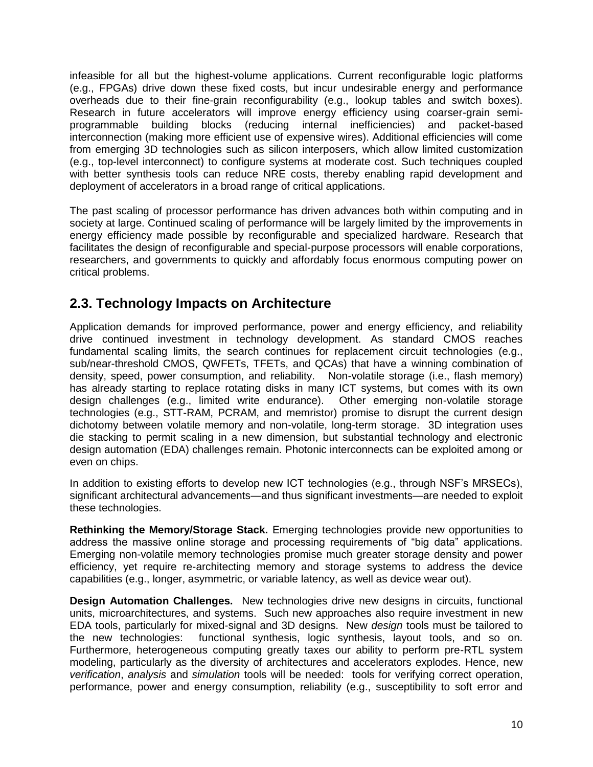infeasible for all but the highest-volume applications. Current reconfigurable logic platforms (e.g., FPGAs) drive down these fixed costs, but incur undesirable energy and performance overheads due to their fine-grain reconfigurability (e.g., lookup tables and switch boxes). Research in future accelerators will improve energy efficiency using coarser-grain semi-programmable building blocks (reducing internal inefficiencies) and packet-based interconnection (making more efficient use of expensive wires). Additional efficiencies will come from emerging 3D technologies such as silicon interposers, which allow limited customization (e.g., top-level interconnect) to configure systems at moderate cost. Such techniques coupled with better synthesis tools can reduce NRE costs, thereby enabling rapid development and deployment of accelerators in a broad range of critical applications.

The past scaling of processor performance has driven advances both within computing and in society at large. Continued scaling of performance will be largely limited by the improvements in energy efficiency made possible by reconfigurable and specialized hardware. Research that facilitates the design of reconfigurable and special-purpose processors will enable corporations, researchers, and governments to quickly and affordably focus enormous computing power on critical problems.

## 2.3. Technology Impacts on Architecture

Application demands for improved performance, power and energy efficiency, and reliability drive continued investment in technology development. As standard CMOS reaches fundamental scaling limits, the search continues for replacement circuit technologies (e.g., sub/near-threshold CMOS, QWFETs, TFETs, and QCAs) that have a winning combination of density, speed, power consumption, and reliability. Non-volatile storage (i.e., flash memory) has already starting to replace rotating disks in many ICT systems, but comes with its own design challenges (e.g., limited write endurance). Other emerging non-volatile storage technologies (e.g., STT-RAM, PCRAM, and memristor) promise to disrupt the current design dichotomy between volatile memory and non-volatile, long-term storage. 3D integration uses die stacking to permit scaling in a new dimension, but substantial technology and electronic design automation (EDA) challenges remain. Photonic interconnects can be exploited among or even on chips.

In addition to existing efforts to develop new ICT technologies (e.g., through NSF's MRSECs), significant architectural advancements—and thus significant investments—are needed to exploit these technologies.

**Rethinking the Memory/Storage Stack.** Emerging technologies provide new opportunities to address the massive online storage and processing requirements of "big data" applications. Emerging non-volatile memory technologies promise much greater storage density and power efficiency, yet require re-architecting memory and storage systems to address the device capabilities (e.g., longer, asymmetric, or variable latency, as well as device wear out).

**Design Automation Challenges.** New technologies drive new designs in circuits, functional units, microarchitectures, and systems. Such new approaches also require investment in new EDA tools, particularly for mixed-signal and 3D designs. New *design* tools must be tailored to the new technologies: functional synthesis, logic synthesis, layout tools, and so on. Furthermore, heterogeneous computing greatly taxes our ability to perform pre-RTL system modeling, particularly as the diversity of architectures and accelerators explodes. Hence, new *verification*, *analysis* and *simulation* tools will be needed: tools for verifying correct operation, performance, power and energy consumption, reliability (e.g., susceptibility to soft error and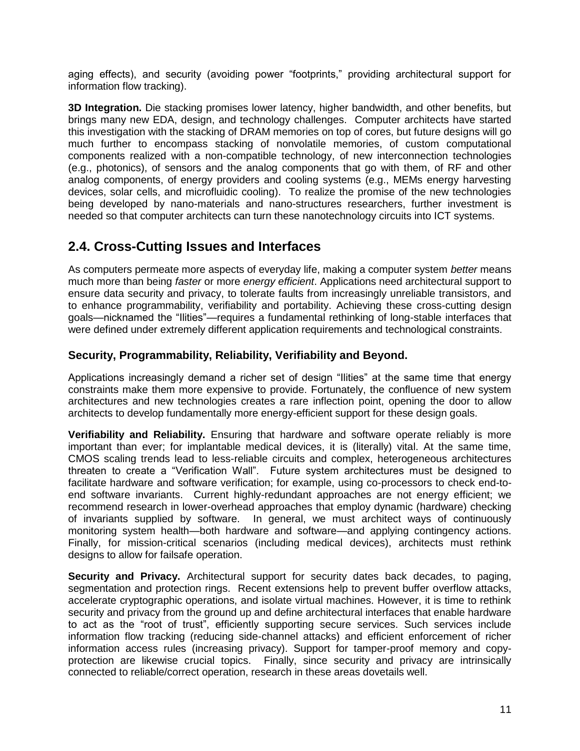aging effects), and security (avoiding power "footprints," providing architectural support for information flow tracking).

**3D Integration.** Die stacking promises lower latency, higher bandwidth, and other benefits, but brings many new EDA, design, and technology challenges. Computer architects have started this investigation with the stacking of DRAM memories on top of cores, but future designs will go much further to encompass stacking of nonvolatile memories, of custom computational components realized with a non-compatible technology, of new interconnection technologies (e.g., photonics), of sensors and the analog components that go with them, of RF and other analog components, of energy providers and cooling systems (e.g., MEMs energy harvesting devices, solar cells, and microfluidic cooling). To realize the promise of the new technologies being developed by nano-materials and nano-structures researchers, further investment is needed so that computer architects can turn these nanotechnology circuits into ICT systems.

## 2.4. Cross-Cutting Issues and Interfaces

As computers permeate more aspects of everyday life, making a computer system *better* means much more than being *faster* or more *energy efficient*. Applications need architectural support to ensure data security and privacy, to tolerate faults from increasingly unreliable transistors, and to enhance programmability, verifiability and portability. Achieving these cross-cutting design goals—nicknamed the "Ilities"—requires a fundamental rethinking of long-stable interfaces that were defined under extremely different application requirements and technological constraints.

### Security, Programmability, Reliability, Verifiability and Beyond.

Applications increasingly demand a richer set of design "Ilities" at the same time that energy constraints make them more expensive to provide. Fortunately, the confluence of new system architectures and new technologies creates a rare inflection point, opening the door to allow architects to develop fundamentally more energy-efficient support for these design goals.

**Verifiability and Reliability.** Ensuring that hardware and software operate reliably is more important than ever; for implantable medical devices, it is (literally) vital. At the same time, CMOS scaling trends lead to less-reliable circuits and complex, heterogeneous architectures threaten to create a "Verification Wall". Future system architectures must be designed to facilitate hardware and software verification; for example, using co-processors to check end-to-end software invariants. Current highly-redundant approaches are not energy efficient; we recommend research in lower-overhead approaches that employ dynamic (hardware) checking of invariants supplied by software. In general, we must architect ways of continuously monitoring system health—both hardware and software—and applying contingency actions. Finally, for mission-critical scenarios (including medical devices), architects must rethink designs to allow for failsafe operation.

**Security and Privacy.** Architectural support for security dates back decades, to paging, segmentation and protection rings. Recent extensions help to prevent buffer overflow attacks, accelerate cryptographic operations, and isolate virtual machines. However, it is time to rethink security and privacy from the ground up and define architectural interfaces that enable hardware to act as the "root of trust", efficiently supporting secure services. Such services include information flow tracking (reducing side-channel attacks) and efficient enforcement of richer information access rules (increasing privacy). Support for tamper-proof memory and copy-protection are likewise crucial topics. Finally, since security and privacy are intrinsically connected to reliable/correct operation, research in these areas dovetails well.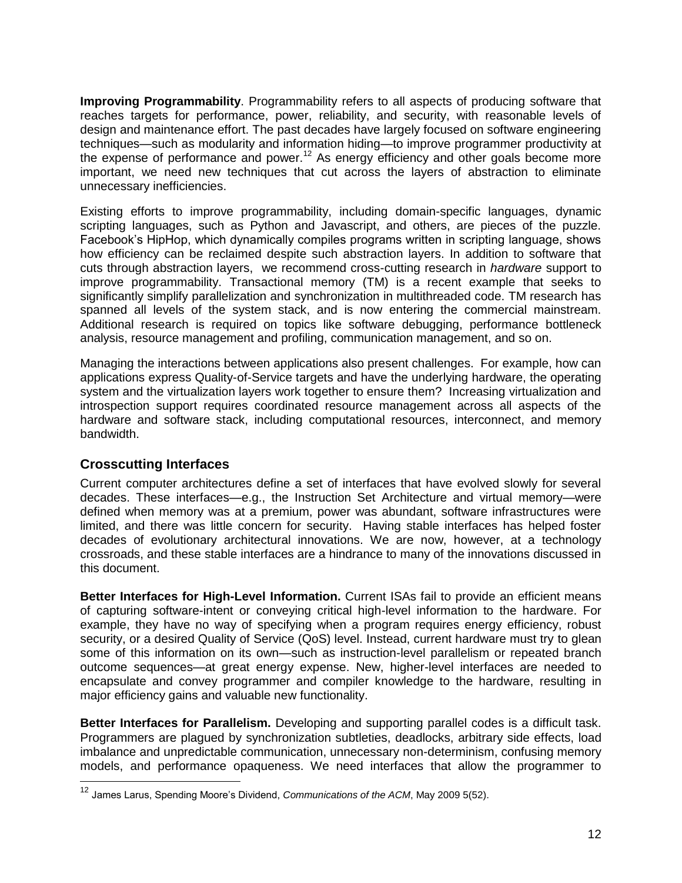**Improving Programmability**. Programmability refers to all aspects of producing software that reaches targets for performance, power, reliability, and security, with reasonable levels of design and maintenance effort. The past decades have largely focused on software engineering techniques—such as modularity and information hiding—to improve programmer productivity at the expense of performance and power.[12] As energy efficiency and other goals become more important, we need new techniques that cut across the layers of abstraction to eliminate unnecessary inefficiencies.

Existing efforts to improve programmability, including domain-specific languages, dynamic scripting languages, such as Python and Javascript, and others, are pieces of the puzzle. Facebook's HipHop, which dynamically compiles programs written in scripting language, shows how efficiency can be reclaimed despite such abstraction layers. In addition to software that cuts through abstraction layers, we recommend cross-cutting research in *hardware* support to improve programmability. Transactional memory (TM) is a recent example that seeks to significantly simplify parallelization and synchronization in multithreaded code. TM research has spanned all levels of the system stack, and is now entering the commercial mainstream. Additional research is required on topics like software debugging, performance bottleneck analysis, resource management and profiling, communication management, and so on.

Managing the interactions between applications also present challenges. For example, how can applications express Quality-of-Service targets and have the underlying hardware, the operating system and the virtualization layers work together to ensure them? Increasing virtualization and introspection support requires coordinated resource management across all aspects of the hardware and software stack, including computational resources, interconnect, and memory bandwidth.

## Crosscutting Interfaces

Current computer architectures define a set of interfaces that have evolved slowly for several decades. These interfaces—e.g., the Instruction Set Architecture and virtual memory—were defined when memory was at a premium, power was abundant, software infrastructures were limited, and there was little concern for security. Having stable interfaces has helped foster decades of evolutionary architectural innovations. We are now, however, at a technology crossroads, and these stable interfaces are a hindrance to many of the innovations discussed in this document.

**Better Interfaces for High-Level Information.** Current ISAs fail to provide an efficient means of capturing software-intent or conveying critical high-level information to the hardware. For example, they have no way of specifying when a program requires energy efficiency, robust security, or a desired Quality of Service (QoS) level. Instead, current hardware must try to glean some of this information on its own—such as instruction-level parallelism or repeated branch outcome sequences—at great energy expense. New, higher-level interfaces are needed to encapsulate and convey programmer and compiler knowledge to the hardware, resulting in major efficiency gains and valuable new functionality.

**Better Interfaces for Parallelism.** Developing and supporting parallel codes is a difficult task. Programmers are plagued by synchronization subtleties, deadlocks, arbitrary side effects, load imbalance and unpredictable communication, unnecessary non-determinism, confusing memory models, and performance opaqueness. We need interfaces that allow the programmer to

[12] James Larus, Spending Moore's Dividend, *Communications of the ACM*, May 2009 5(52).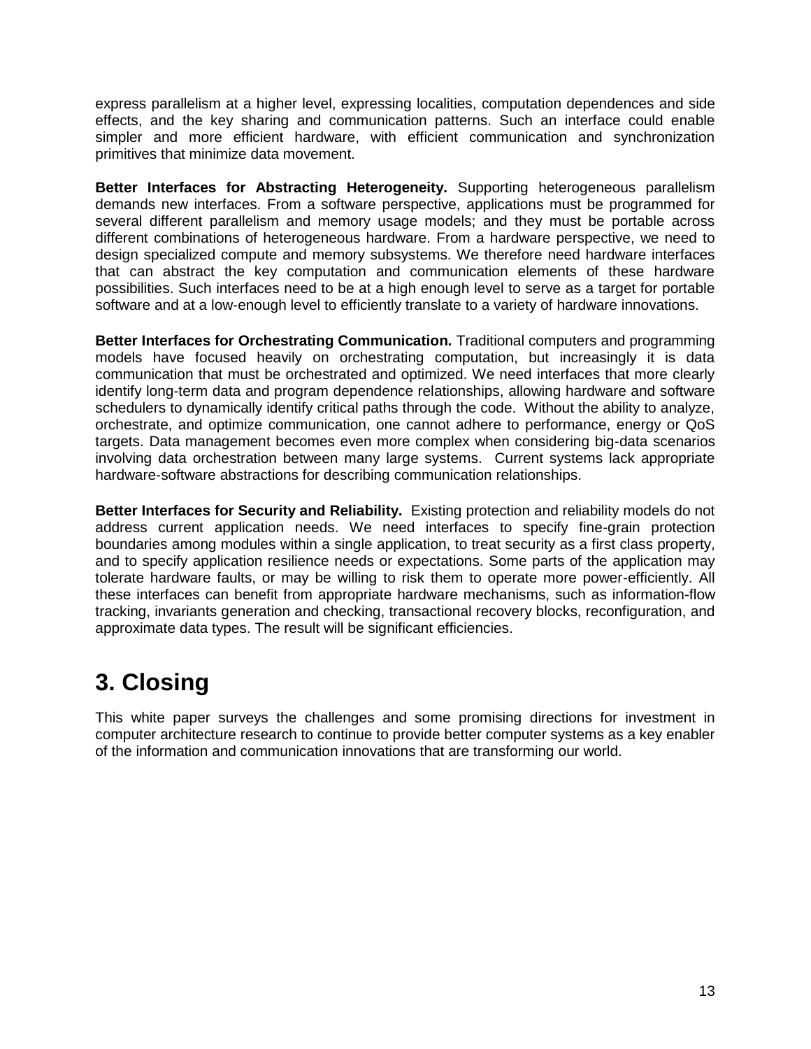express parallelism at a higher level, expressing localities, computation dependences and side effects, and the key sharing and communication patterns. Such an interface could enable simpler and more efficient hardware, with efficient communication and synchronization primitives that minimize data movement.

**Better Interfaces for Abstracting Heterogeneity.** Supporting heterogeneous parallelism demands new interfaces. From a software perspective, applications must be programmed for several different parallelism and memory usage models; and they must be portable across different combinations of heterogeneous hardware. From a hardware perspective, we need to design specialized compute and memory subsystems. We therefore need hardware interfaces that can abstract the key computation and communication elements of these hardware possibilities. Such interfaces need to be at a high enough level to serve as a target for portable software and at a low-enough level to efficiently translate to a variety of hardware innovations.

**Better Interfaces for Orchestrating Communication.** Traditional computers and programming models have focused heavily on orchestrating computation, but increasingly it is data communication that must be orchestrated and optimized. We need interfaces that more clearly identify long-term data and program dependence relationships, allowing hardware and software schedulers to dynamically identify critical paths through the code. Without the ability to analyze, orchestrate, and optimize communication, one cannot adhere to performance, energy or QoS targets. Data management becomes even more complex when considering big-data scenarios involving data orchestration between many large systems. Current systems lack appropriate hardware-software abstractions for describing communication relationships.

**Better Interfaces for Security and Reliability.** Existing protection and reliability models do not address current application needs. We need interfaces to specify fine-grain protection boundaries among modules within a single application, to treat security as a first class property, and to specify application resilience needs or expectations. Some parts of the application may tolerate hardware faults, or may be willing to risk them to operate more power-efficiently. All these interfaces can benefit from appropriate hardware mechanisms, such as information-flow tracking, invariants generation and checking, transactional recovery blocks, reconfiguration, and approximate data types. The result will be significant efficiencies.

# 3. Closing

This white paper surveys the challenges and some promising directions for investment in computer architecture research to continue to provide better computer systems as a key enabler of the information and communication innovations that are transforming our world.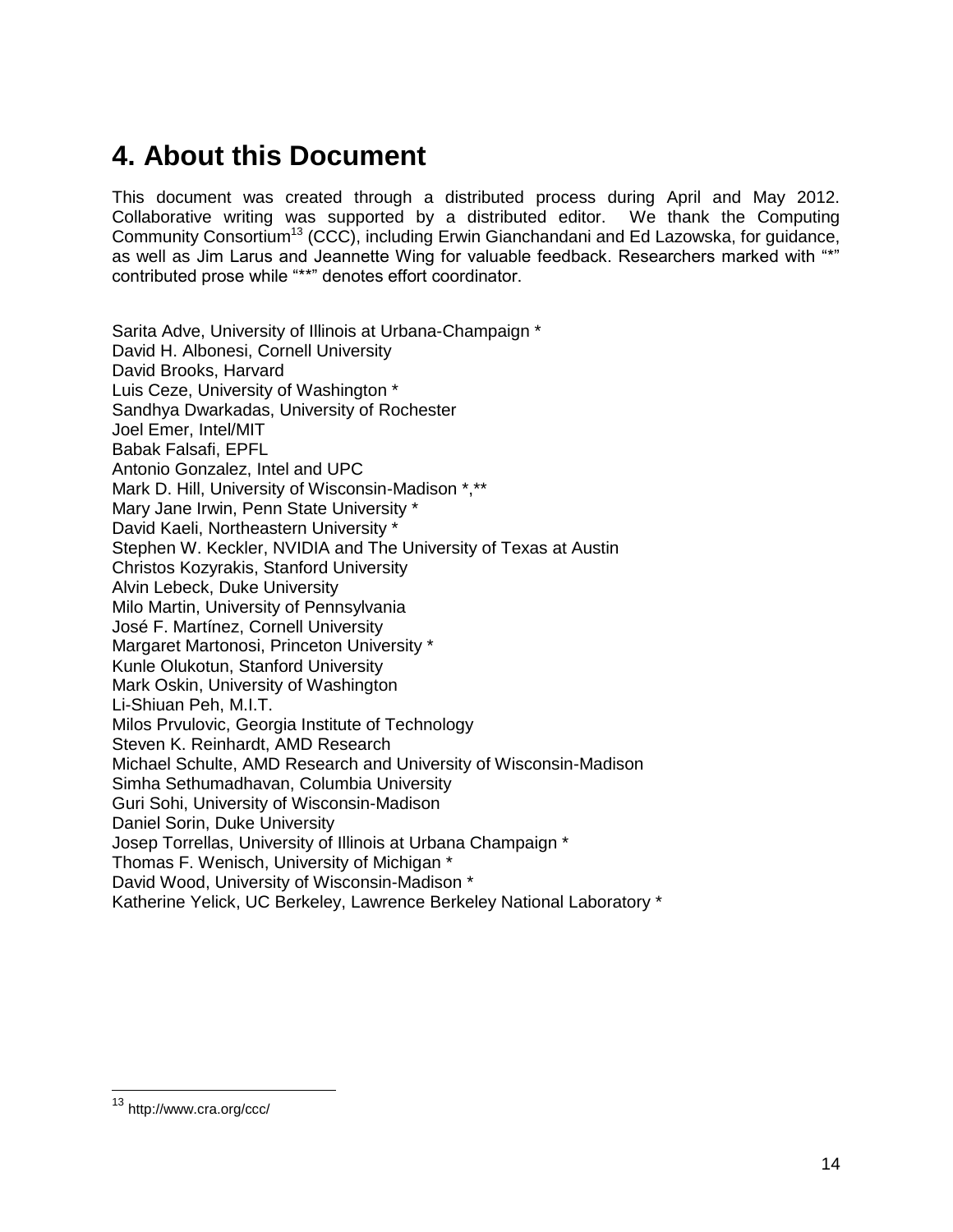# 4. About this Document

This document was created through a distributed process during April and May 2012. Collaborative writing was supported by a distributed editor. We thank the Computing Community Consortium[13] (CCC), including Erwin Gianchandani and Ed Lazowska, for guidance, as well as Jim Larus and Jeannette Wing for valuable feedback. Researchers marked with "*" contributed prose while "**" denotes effort coordinator.

Sarita Adve, University of Illinois at Urbana-Champaign *
David H. Albonesi, Cornell University
David Brooks, Harvard
Luis Ceze, University of Washington *
Sandhya Dwarkadas, University of Rochester
Joel Emer, Intel/MIT
Babak Falsafi, EPFL
Antonio Gonzalez, Intel and UPC
Mark D. Hill, University of Wisconsin-Madison *,**
Mary Jane Irwin, Penn State University *
David Kaeli, Northeastern University *
Stephen W. Keckler, NVIDIA and The University of Texas at Austin
Christos Kozyrakis, Stanford University
Alvin Lebeck, Duke University
Milo Martin, University of Pennsylvania
José F. Martínez, Cornell University
Margaret Martonosi, Princeton University *
Kunle Olukotun, Stanford University
Mark Oskin, University of Washington
Li-Shiuan Peh, M.I.T.
Milos Prvulovic, Georgia Institute of Technology
Steven K. Reinhardt, AMD Research
Michael Schulte, AMD Research and University of Wisconsin-Madison
Simha Sethumadhavan, Columbia University
Guri Sohi, University of Wisconsin-Madison
Daniel Sorin, Duke University
Josep Torrellas, University of Illinois at Urbana Champaign *
Thomas F. Wenisch, University of Michigan *
David Wood, University of Wisconsin-Madison *
Katherine Yelick, UC Berkeley, Lawrence Berkeley National Laboratory *

---

[13] http://www.cra.org/ccc/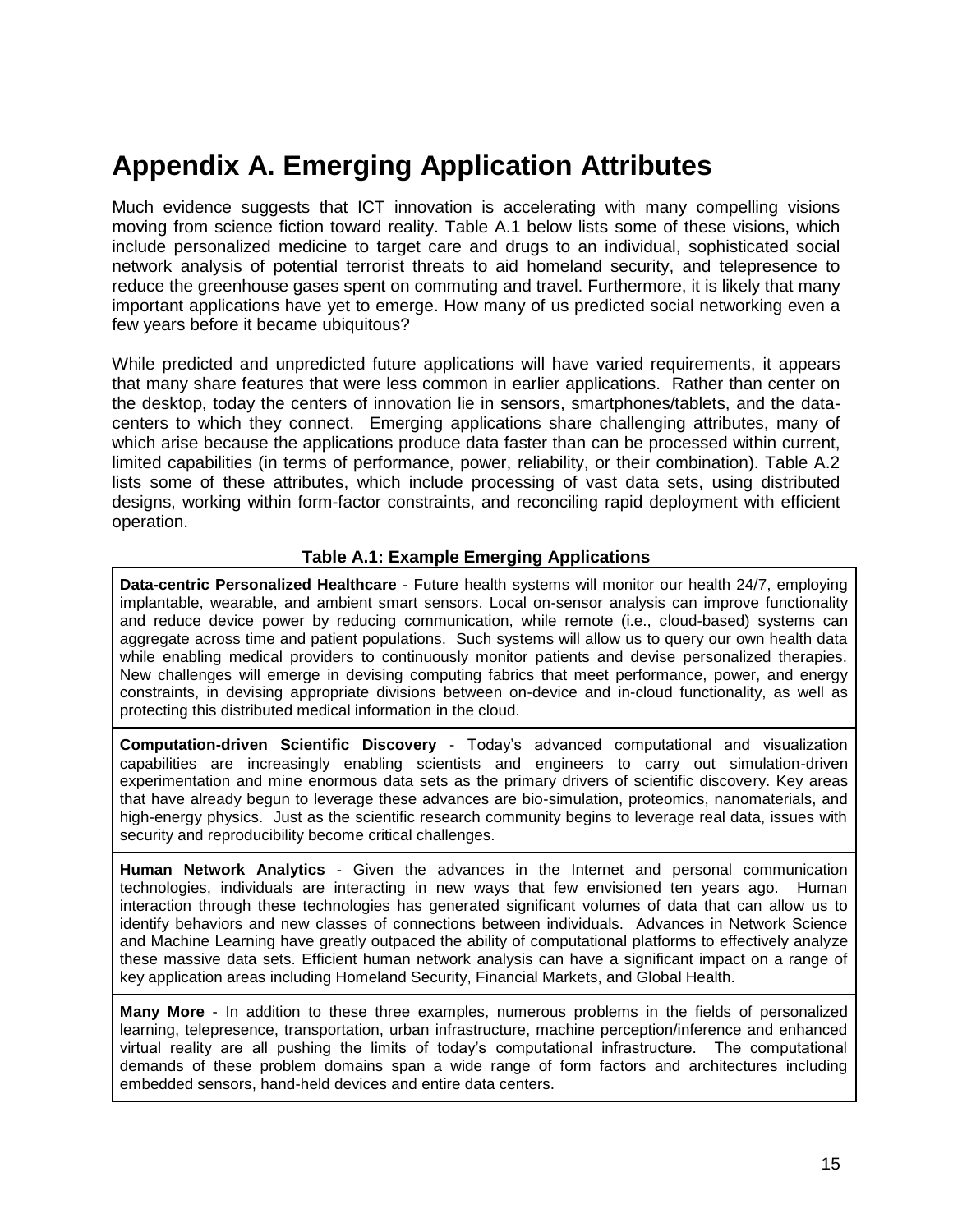# Appendix A. Emerging Application Attributes

Much evidence suggests that ICT innovation is accelerating with many compelling visions moving from science fiction toward reality. Table A.1 below lists some of these visions, which include personalized medicine to target care and drugs to an individual, sophisticated social network analysis of potential terrorist threats to aid homeland security, and telepresence to reduce the greenhouse gases spent on commuting and travel. Furthermore, it is likely that many important applications have yet to emerge. How many of us predicted social networking even a few years before it became ubiquitous?

While predicted and unpredicted future applications will have varied requirements, it appears that many share features that were less common in earlier applications. Rather than center on the desktop, today the centers of innovation lie in sensors, smartphones/tablets, and the data-centers to which they connect. Emerging applications share challenging attributes, many of which arise because the applications produce data faster than can be processed within current, limited capabilities (in terms of performance, power, reliability, or their combination). Table A.2 lists some of these attributes, which include processing of vast data sets, using distributed designs, working within form-factor constraints, and reconciling rapid deployment with efficient operation.

**Table A.1: Example Emerging Applications**

| |
|---|
| **Data-centric Personalized Healthcare** - Future health systems will monitor our health 24/7, employing implantable, wearable, and ambient smart sensors. Local on-sensor analysis can improve functionality and reduce device power by reducing communication, while remote (i.e., cloud-based) systems can aggregate across time and patient populations. Such systems will allow us to query our own health data while enabling medical providers to continuously monitor patients and devise personalized therapies. New challenges will emerge in devising computing fabrics that meet performance, power, and energy constraints, in devising appropriate divisions between on-device and in-cloud functionality, as well as protecting this distributed medical information in the cloud. |
| **Computation-driven Scientific Discovery** - Today's advanced computational and visualization capabilities are increasingly enabling scientists and engineers to carry out simulation-driven experimentation and mine enormous data sets as the primary drivers of scientific discovery. Key areas that have already begun to leverage these advances are bio-simulation, proteomics, nanomaterials, and high-energy physics. Just as the scientific research community begins to leverage real data, issues with security and reproducibility become critical challenges. |
| **Human Network Analytics** - Given the advances in the Internet and personal communication technologies, individuals are interacting in new ways that few envisioned ten years ago. Human interaction through these technologies has generated significant volumes of data that can allow us to identify behaviors and new classes of connections between individuals. Advances in Network Science and Machine Learning have greatly outpaced the ability of computational platforms to effectively analyze these massive data sets. Efficient human network analysis can have a significant impact on a range of key application areas including Homeland Security, Financial Markets, and Global Health. |
| **Many More** - In addition to these three examples, numerous problems in the fields of personalized learning, telepresence, transportation, urban infrastructure, machine perception/inference and enhanced virtual reality are all pushing the limits of today's computational infrastructure. The computational demands of these problem domains span a wide range of form factors and architectures including embedded sensors, hand-held devices and entire data centers. |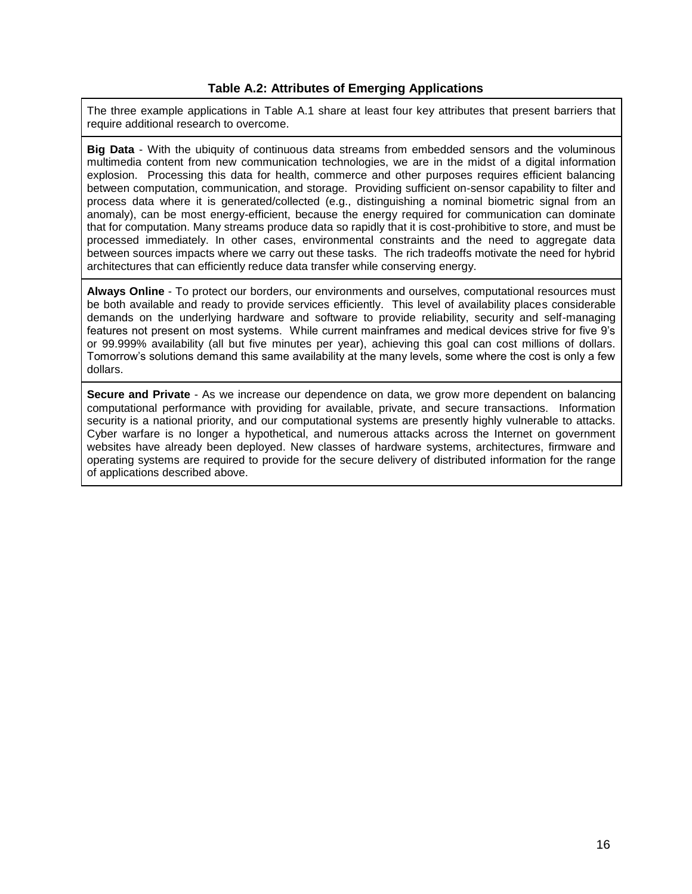**Table A.2: Attributes of Emerging Applications**

The three example applications in Table A.1 share at least four key attributes that present barriers that require additional research to overcome.

**Big Data** - With the ubiquity of continuous data streams from embedded sensors and the voluminous multimedia content from new communication technologies, we are in the midst of a digital information explosion. Processing this data for health, commerce and other purposes requires efficient balancing between computation, communication, and storage. Providing sufficient on-sensor capability to filter and process data where it is generated/collected (e.g., distinguishing a nominal biometric signal from an anomaly), can be most energy-efficient, because the energy required for communication can dominate that for computation. Many streams produce data so rapidly that it is cost-prohibitive to store, and must be processed immediately. In other cases, environmental constraints and the need to aggregate data between sources impacts where we carry out these tasks. The rich tradeoffs motivate the need for hybrid architectures that can efficiently reduce data transfer while conserving energy.

**Always Online** - To protect our borders, our environments and ourselves, computational resources must be both available and ready to provide services efficiently. This level of availability places considerable demands on the underlying hardware and software to provide reliability, security and self-managing features not present on most systems. While current mainframes and medical devices strive for five 9's or 99.999% availability (all but five minutes per year), achieving this goal can cost millions of dollars. Tomorrow's solutions demand this same availability at the many levels, some where the cost is only a few dollars.

**Secure and Private** - As we increase our dependence on data, we grow more dependent on balancing computational performance with providing for available, private, and secure transactions. Information security is a national priority, and our computational systems are presently highly vulnerable to attacks. Cyber warfare is no longer a hypothetical, and numerous attacks across the Internet on government websites have already been deployed. New classes of hardware systems, architectures, firmware and operating systems are required to provide for the secure delivery of distributed information for the range of applications described above.